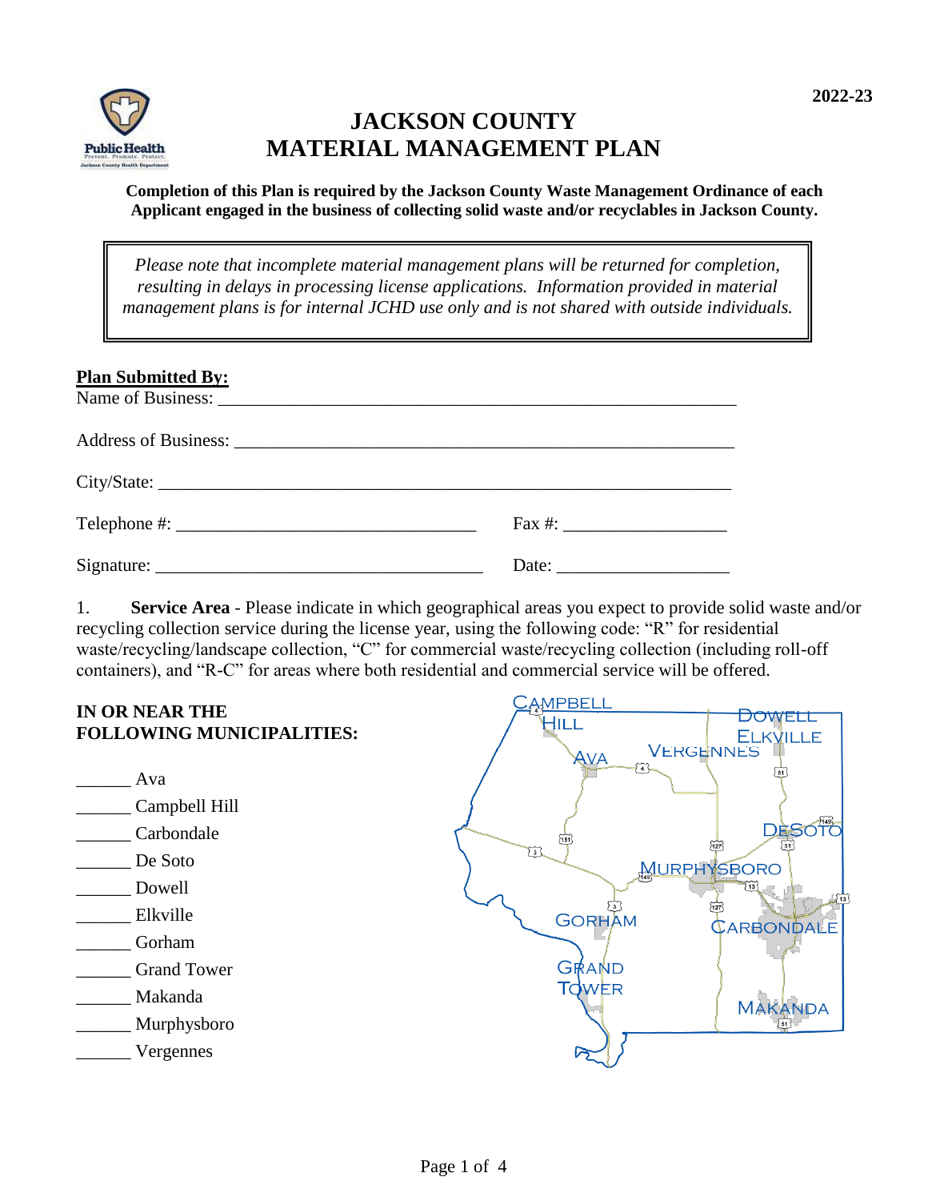2022-23

# JACKSON COUNTY
# MATERIAL MANAGEMENT PLAN

**Completion of this Plan is required by the Jackson County Waste Management Ordinance of each Applicant engaged in the business of collecting solid waste and/or recyclables in Jackson County.**

> *Please note that incomplete material management plans will be returned for completion, resulting in delays in processing license applications. Information provided in material management plans is for internal JCHD use only and is not shared with outside individuals.*

**Plan Submitted By:**

Name of Business: ____________________________________________

Address of Business: ____________________________________________

City/State: ____________________________________________

Telephone #: ______________________________ Fax #: ________________

Signature: ______________________________ Date: ________________

1. **Service Area** - Please indicate in which geographical areas you expect to provide solid waste and/or recycling collection service during the license year, using the following code: "R" for residential waste/recycling/landscape collection, "C" for commercial waste/recycling collection (including roll-off containers), and "R-C" for areas where both residential and commercial service will be offered.

**IN OR NEAR THE FOLLOWING MUNICIPALITIES:**

______ Ava
______ Campbell Hill
______ Carbondale
______ De Soto
______ Dowell
______ Elkville
______ Gorham
______ Grand Tower
______ Makanda
______ Murphysboro
______ Vergennes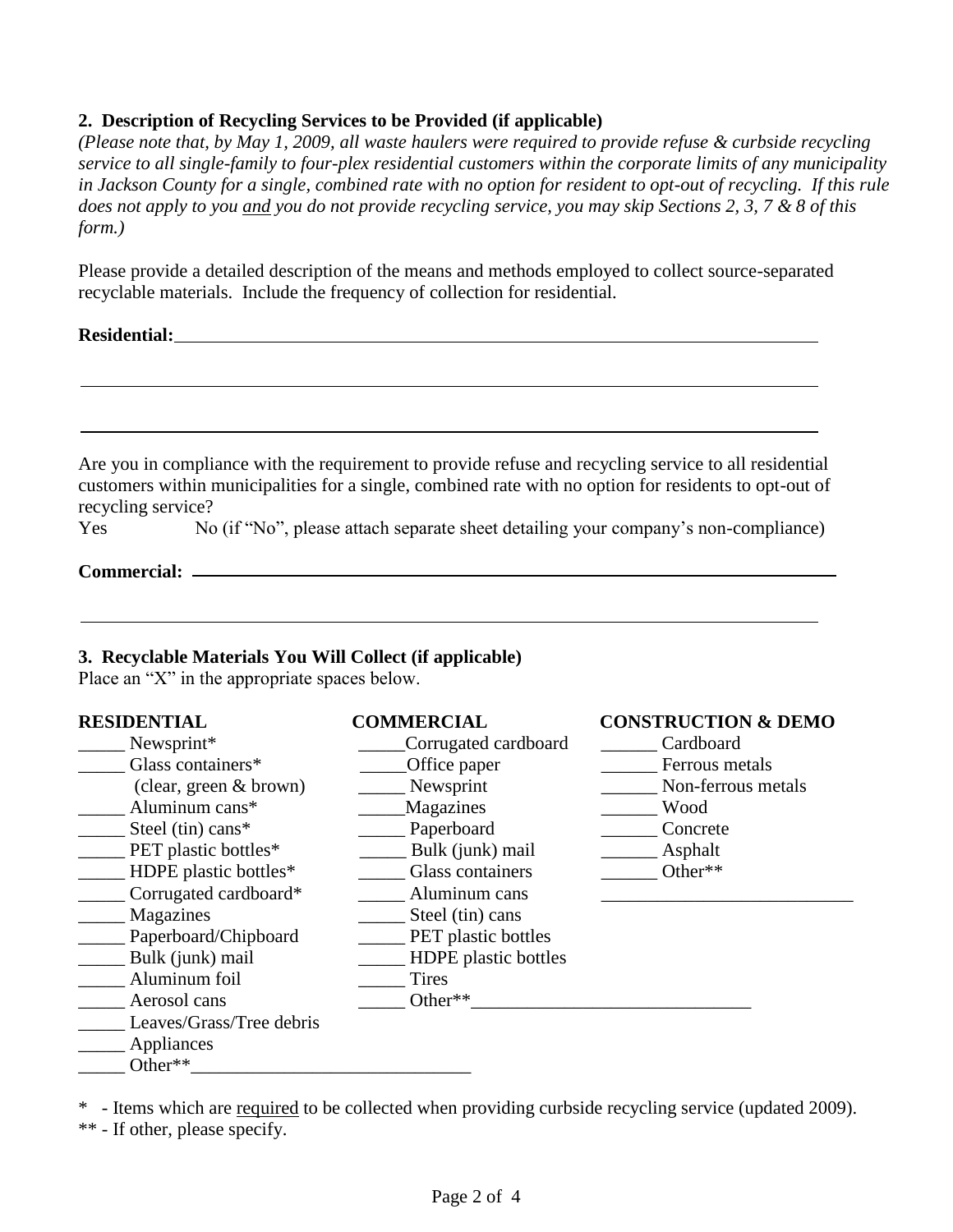## 2. Description of Recycling Services to be Provided (if applicable)

*(Please note that, by May 1, 2009, all waste haulers were required to provide refuse & curbside recycling service to all single-family to four-plex residential customers within the corporate limits of any municipality in Jackson County for a single, combined rate with no option for resident to opt-out of recycling. If this rule does not apply to you and you do not provide recycling service, you may skip Sections 2, 3, 7 & 8 of this form.)*

Please provide a detailed description of the means and methods employed to collect source-separated recyclable materials. Include the frequency of collection for residential.

**Residential:**\_\_\_\_\_\_\_\_\_\_\_\_\_\_\_\_\_\_\_\_\_\_\_\_\_\_\_\_\_\_\_\_\_\_\_\_\_\_\_\_\_\_\_\_\_\_\_\_\_\_\_\_\_\_\_\_\_\_

\_\_\_\_\_\_\_\_\_\_\_\_\_\_\_\_\_\_\_\_\_\_\_\_\_\_\_\_\_\_\_\_\_\_\_\_\_\_\_\_\_\_\_\_\_\_\_\_\_\_\_\_\_\_\_\_\_\_\_\_\_\_\_\_\_\_\_\_\_\_

\_\_\_\_\_\_\_\_\_\_\_\_\_\_\_\_\_\_\_\_\_\_\_\_\_\_\_\_\_\_\_\_\_\_\_\_\_\_\_\_\_\_\_\_\_\_\_\_\_\_\_\_\_\_\_\_\_\_\_\_\_\_\_\_\_\_\_\_\_\_

Are you in compliance with the requirement to provide refuse and recycling service to all residential customers within municipalities for a single, combined rate with no option for residents to opt-out of recycling service?

Yes No (if "No", please attach separate sheet detailing your company's non-compliance)

**Commercial:** \_\_\_\_\_\_\_\_\_\_\_\_\_\_\_\_\_\_\_\_\_\_\_\_\_\_\_\_\_\_\_\_\_\_\_\_\_\_\_\_\_\_\_\_\_\_\_\_\_\_\_\_\_\_\_\_\_\_

\_\_\_\_\_\_\_\_\_\_\_\_\_\_\_\_\_\_\_\_\_\_\_\_\_\_\_\_\_\_\_\_\_\_\_\_\_\_\_\_\_\_\_\_\_\_\_\_\_\_\_\_\_\_\_\_\_\_\_\_\_\_\_\_\_\_\_\_\_\_

## 3. Recyclable Materials You Will Collect (if applicable)

Place an "X" in the appropriate spaces below.

| RESIDENTIAL | COMMERCIAL | CONSTRUCTION & DEMO |
|---|---|---|
| \_\_\_\_\_ Newsprint* | \_\_\_\_\_ Corrugated cardboard | \_\_\_\_\_\_ Cardboard |
| \_\_\_\_\_ Glass containers* (clear, green & brown) | \_\_\_\_\_ Office paper | \_\_\_\_\_\_ Ferrous metals |
| \_\_\_\_\_ Aluminum cans* | \_\_\_\_\_ Newsprint | \_\_\_\_\_\_ Non-ferrous metals |
| \_\_\_\_\_ Steel (tin) cans* | \_\_\_\_\_ Magazines | \_\_\_\_\_\_ Wood |
| \_\_\_\_\_ PET plastic bottles* | \_\_\_\_\_ Paperboard | \_\_\_\_\_\_ Concrete |
| \_\_\_\_\_ HDPE plastic bottles* | \_\_\_\_\_ Bulk (junk) mail | \_\_\_\_\_\_ Asphalt |
| \_\_\_\_\_ Corrugated cardboard* | \_\_\_\_\_ Glass containers | \_\_\_\_\_\_ Other** |
| \_\_\_\_\_ Magazines | \_\_\_\_\_ Aluminum cans | \_\_\_\_\_\_\_\_\_\_\_\_\_\_\_\_\_\_\_\_\_\_\_\_\_\_\_ |
| \_\_\_\_\_ Paperboard/Chipboard | \_\_\_\_\_ Steel (tin) cans | |
| \_\_\_\_\_ Bulk (junk) mail | \_\_\_\_\_ PET plastic bottles | |
| \_\_\_\_\_ Aluminum foil | \_\_\_\_\_ HDPE plastic bottles | |
| \_\_\_\_\_ Aerosol cans | \_\_\_\_\_ Tires | |
| \_\_\_\_\_ Leaves/Grass/Tree debris | \_\_\_\_\_ Other**\_\_\_\_\_\_\_\_\_\_\_\_\_\_\_\_\_\_\_\_\_\_\_\_\_\_\_\_\_\_ | |
| \_\_\_\_\_ Appliances | | |
| \_\_\_\_\_ Other**\_\_\_\_\_\_\_\_\_\_\_\_\_\_\_\_\_\_\_\_\_\_\_\_\_\_\_\_\_\_ | | |

\* - Items which are required to be collected when providing curbside recycling service (updated 2009).

\*\* - If other, please specify.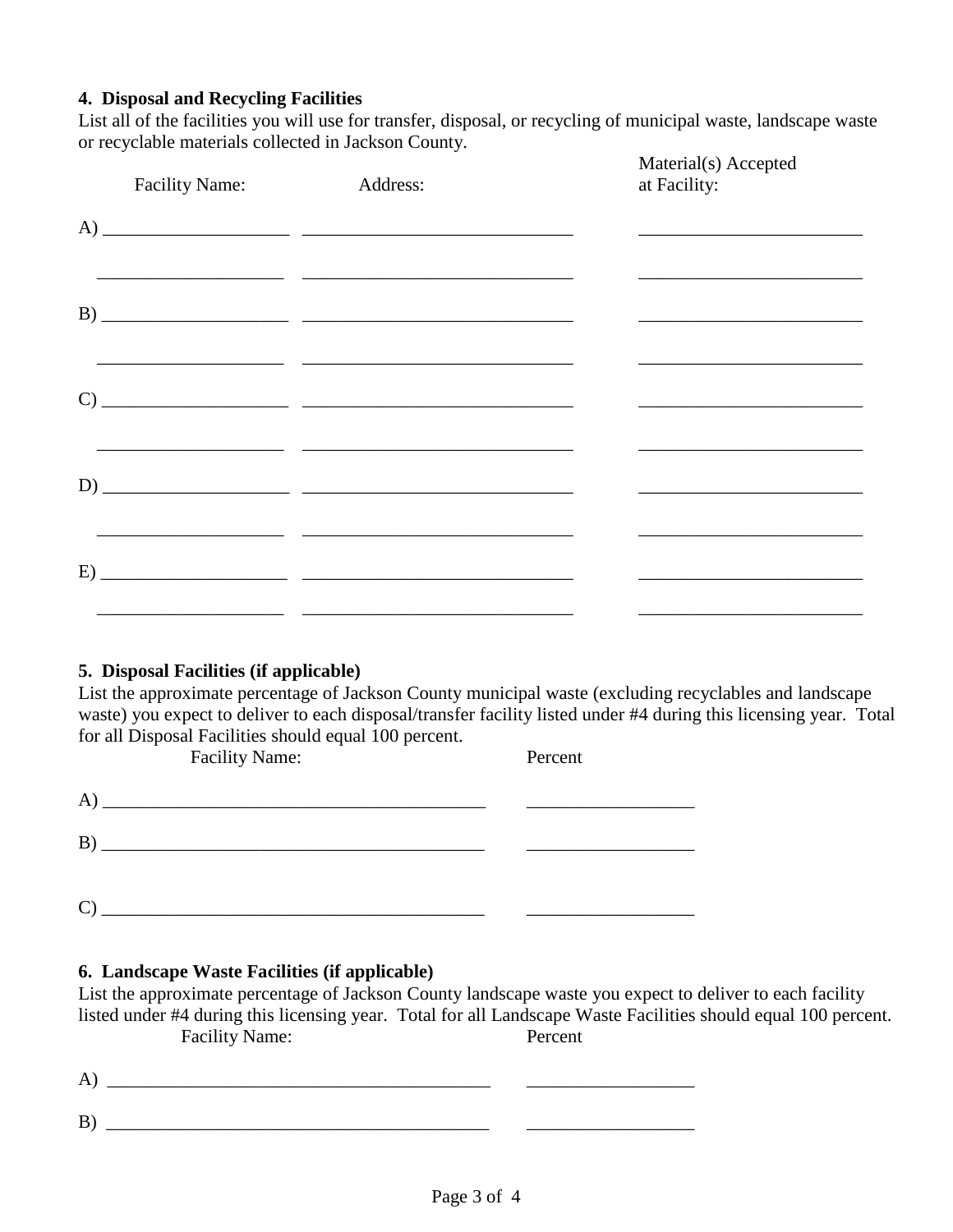**4. Disposal and Recycling Facilities**

List all of the facilities you will use for transfer, disposal, or recycling of municipal waste, landscape waste or recyclable materials collected in Jackson County.

| | Facility Name: | Address: | Material(s) Accepted at Facility: |
|---|---|---|---|
| A) | ____________________ | ______________________________ | _________________________ |
| | ____________________ | ______________________________ | _________________________ |
| B) | ____________________ | ______________________________ | _________________________ |
| | ____________________ | ______________________________ | _________________________ |
| C) | ____________________ | ______________________________ | _________________________ |
| | ____________________ | ______________________________ | _________________________ |
| D) | ____________________ | ______________________________ | _________________________ |
| | ____________________ | ______________________________ | _________________________ |
| E) | ____________________ | ______________________________ | _________________________ |
| | ____________________ | ______________________________ | _________________________ |

**5. Disposal Facilities (if applicable)**

List the approximate percentage of Jackson County municipal waste (excluding recyclables and landscape waste) you expect to deliver to each disposal/transfer facility listed under #4 during this licensing year. Total for all Disposal Facilities should equal 100 percent.

| | Facility Name: | Percent |
|---|---|---|
| A) | __________________________________________ | __________________ |
| B) | __________________________________________ | __________________ |
| C) | __________________________________________ | __________________ |

**6. Landscape Waste Facilities (if applicable)**

List the approximate percentage of Jackson County landscape waste you expect to deliver to each facility listed under #4 during this licensing year. Total for all Landscape Waste Facilities should equal 100 percent.

| | Facility Name: | Percent |
|---|---|---|
| A) | __________________________________________ | __________________ |
| B) | __________________________________________ | __________________ |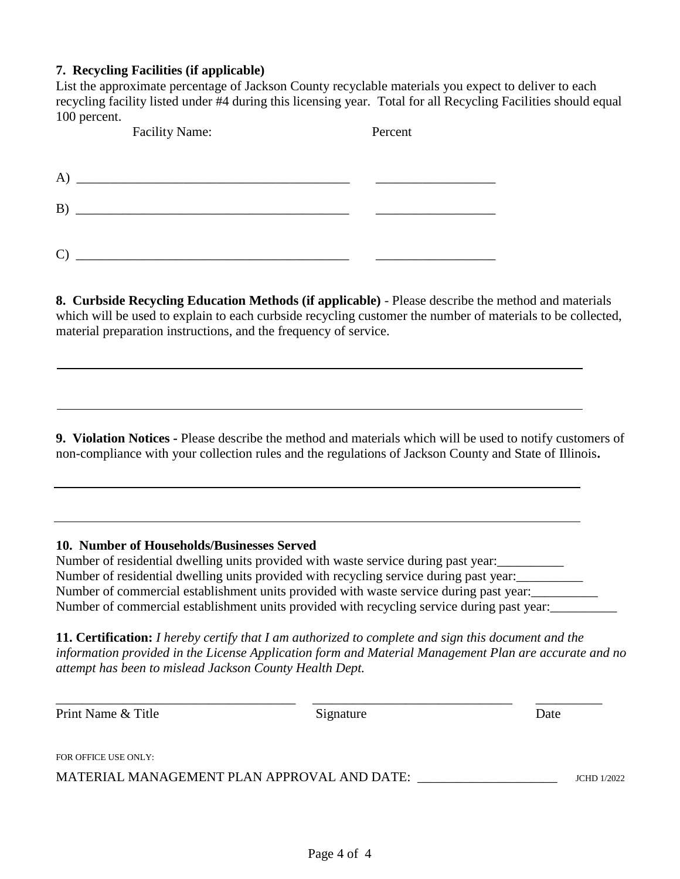**7. Recycling Facilities (if applicable)**

List the approximate percentage of Jackson County recyclable materials you expect to deliver to each recycling facility listed under #4 during this licensing year. Total for all Recycling Facilities should equal 100 percent.

| Facility Name: | Percent |
| --- | --- |
| A) ________________________________________ | __________________ |
| B) ________________________________________ | __________________ |
| C) ________________________________________ | __________________ |

**8. Curbside Recycling Education Methods (if applicable)** - Please describe the method and materials which will be used to explain to each curbside recycling customer the number of materials to be collected, material preparation instructions, and the frequency of service.

________________________________________________________________________________

________________________________________________________________________________

**9. Violation Notices -** Please describe the method and materials which will be used to notify customers of non-compliance with your collection rules and the regulations of Jackson County and State of Illinois**.**

________________________________________________________________________________

________________________________________________________________________________

**10. Number of Households/Businesses Served**

Number of residential dwelling units provided with waste service during past year:__________

Number of residential dwelling units provided with recycling service during past year:__________

Number of commercial establishment units provided with waste service during past year:__________

Number of commercial establishment units provided with recycling service during past year:__________

**11. Certification:** *I hereby certify that I am authorized to complete and sign this document and the information provided in the License Application form and Material Management Plan are accurate and no attempt has been to mislead Jackson County Health Dept.*

| ____________________________________ | ______________________________ | __________ |
| --- | --- | --- |
| Print Name & Title | Signature | Date |

FOR OFFICE USE ONLY:

MATERIAL MANAGEMENT PLAN APPROVAL AND DATE: _____________________ JCHD 1/2022